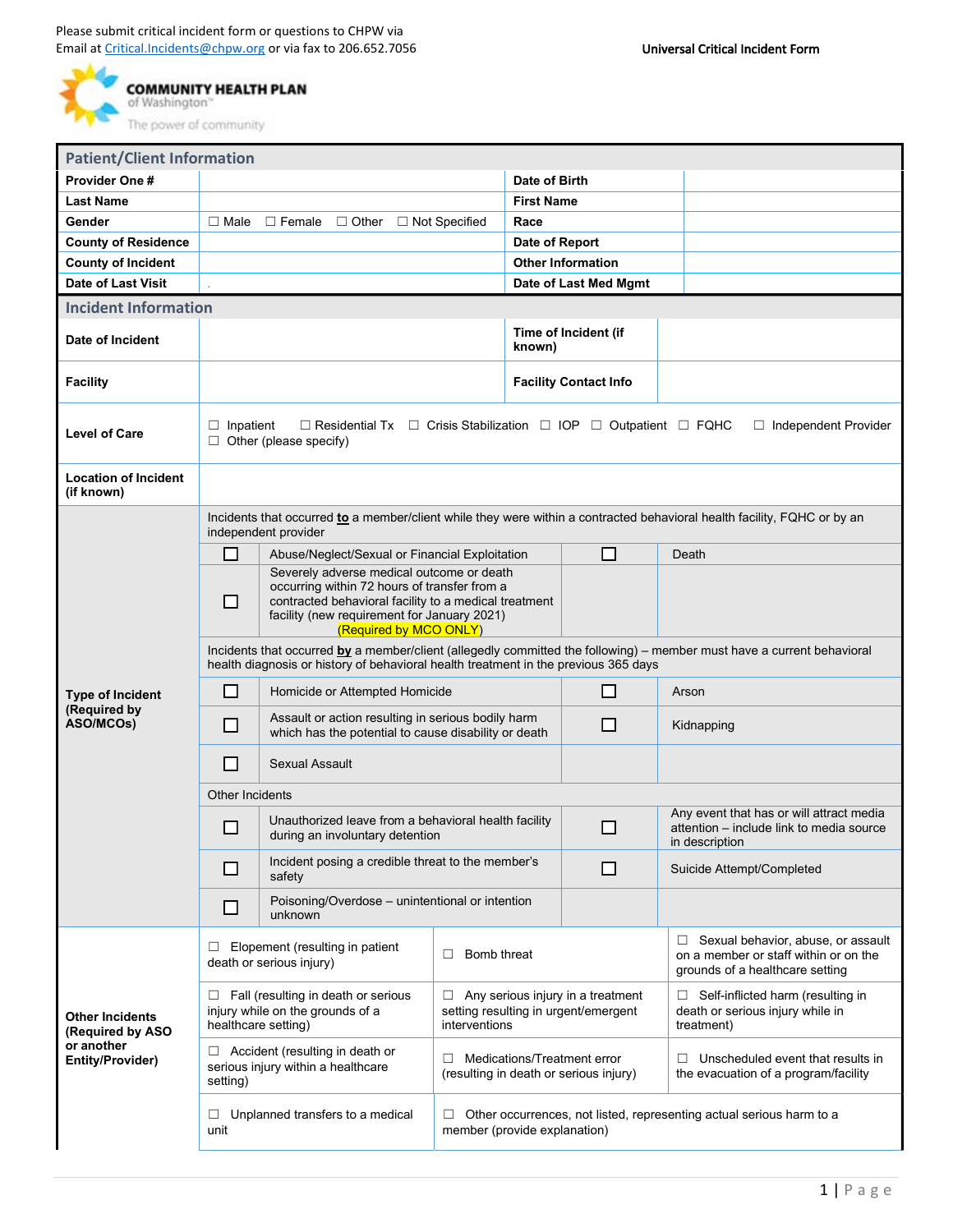Please submit critical incident form or questions to CHPW via Email at Critical.Incidents@chpw.org or via fax to 206.652.7056

**Universal Critical Incident Form**

COMMUNITY HEALTH PLAN of Washington™ The power of community

## Patient/Client Information

| | | | |
|---|---|---|---|
| **Provider One #** | | **Date of Birth** | |
| **Last Name** | | **First Name** | |
| **Gender** | ☐ Male ☐ Female ☐ Other ☐ Not Specified | **Race** | |
| **County of Residence** | | **Date of Report** | |
| **County of Incident** | | **Other Information** | |
| **Date of Last Visit** | | **Date of Last Med Mgmt** | |

## Incident Information

| | | | |
|---|---|---|---|
| **Date of Incident** | | **Time of Incident (if known)** | |
| **Facility** | | **Facility Contact Info** | |
| **Level of Care** | ☐ Inpatient ☐ Residential Tx ☐ Crisis Stabilization ☐ IOP ☐ Outpatient ☐ FQHC ☐ Independent Provider ☐ Other (please specify) | | |
| **Location of Incident (if known)** | | | |

**Type of Incident (Required by ASO/MCOs)**

Incidents that occurred **to** a member/client while they were within a contracted behavioral health facility, FQHC or by an independent provider

| | | | |
|---|---|---|---|
| ☐ | Abuse/Neglect/Sexual or Financial Exploitation | ☐ | Death |
| ☐ | Severely adverse medical outcome or death occurring within 72 hours of transfer from a contracted behavioral facility to a medical treatment facility (new requirement for January 2021) (Required by MCO ONLY) | | |

Incidents that occurred **by** a member/client (allegedly committed the following) – member must have a current behavioral health diagnosis or history of behavioral health treatment in the previous 365 days

| | | | |
|---|---|---|---|
| ☐ | Homicide or Attempted Homicide | ☐ | Arson |
| ☐ | Assault or action resulting in serious bodily harm which has the potential to cause disability or death | ☐ | Kidnapping |
| ☐ | Sexual Assault | | |

Other Incidents

| | | | |
|---|---|---|---|
| ☐ | Unauthorized leave from a behavioral health facility during an involuntary detention | ☐ | Any event that has or will attract media attention – include link to media source in description |
| ☐ | Incident posing a credible threat to the member's safety | ☐ | Suicide Attempt/Completed |
| ☐ | Poisoning/Overdose – unintentional or intention unknown | | |

**Other Incidents (Required by ASO or another Entity/Provider)**

| | | |
|---|---|---|
| ☐ Elopement (resulting in patient death or serious injury) | ☐ Bomb threat | ☐ Sexual behavior, abuse, or assault on a member or staff within or on the grounds of a healthcare setting |
| ☐ Fall (resulting in death or serious injury while on the grounds of a healthcare setting) | ☐ Any serious injury in a treatment setting resulting in urgent/emergent interventions | ☐ Self-inflicted harm (resulting in death or serious injury while in treatment) |
| ☐ Accident (resulting in death or serious injury within a healthcare setting) | ☐ Medications/Treatment error (resulting in death or serious injury) | ☐ Unscheduled event that results in the evacuation of a program/facility |
| ☐ Unplanned transfers to a medical unit | ☐ Other occurrences, not listed, representing actual serious harm to a member (provide explanation) | |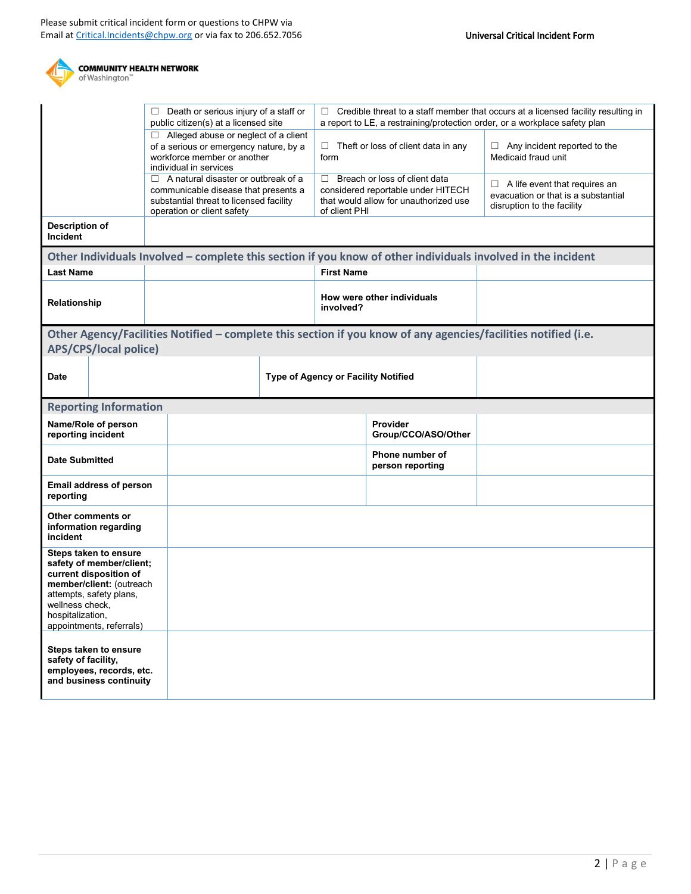Please submit critical incident form or questions to CHPW via Email at Critical.Incidents@chpw.org or via fax to 206.652.7056

**Universal Critical Incident Form**

**COMMUNITY HEALTH NETWORK of Washington™**

| | | | |
|---|---|---|---|
| | ☐ Death or serious injury of a staff or public citizen(s) at a licensed site | ☐ Credible threat to a staff member that occurs at a licensed facility resulting in a report to LE, a restraining/protection order, or a workplace safety plan | |
| | ☐ Alleged abuse or neglect of a client of a serious or emergency nature, by a workforce member or another individual in services | ☐ Theft or loss of client data in any form | ☐ Any incident reported to the Medicaid fraud unit |
| | ☐ A natural disaster or outbreak of a communicable disease that presents a substantial threat to licensed facility operation or client safety | ☐ Breach or loss of client data considered reportable under HITECH that would allow for unauthorized use of client PHI | ☐ A life event that requires an evacuation or that is a substantial disruption to the facility |
| **Description of Incident** | | | |

## Other Individuals Involved – complete this section if you know of other individuals involved in the incident

| | | | |
|---|---|---|---|
| **Last Name** | | **First Name** | |
| **Relationship** | | **How were other individuals involved?** | |

## Other Agency/Facilities Notified – complete this section if you know of any agencies/facilities notified (i.e. APS/CPS/local police)

| | | | |
|---|---|---|---|
| **Date** | | **Type of Agency or Facility Notified** | |

## Reporting Information

| | | | |
|---|---|---|---|
| **Name/Role of person reporting incident** | | **Provider Group/CCO/ASO/Other** | |
| **Date Submitted** | | **Phone number of person reporting** | |
| **Email address of person reporting** | | | |
| **Other comments or information regarding incident** | | | |
| **Steps taken to ensure safety of member/client; current disposition of member/client:** (outreach attempts, safety plans, wellness check, hospitalization, appointments, referrals) | | | |
| **Steps taken to ensure safety of facility, employees, records, etc. and business continuity** | | | |